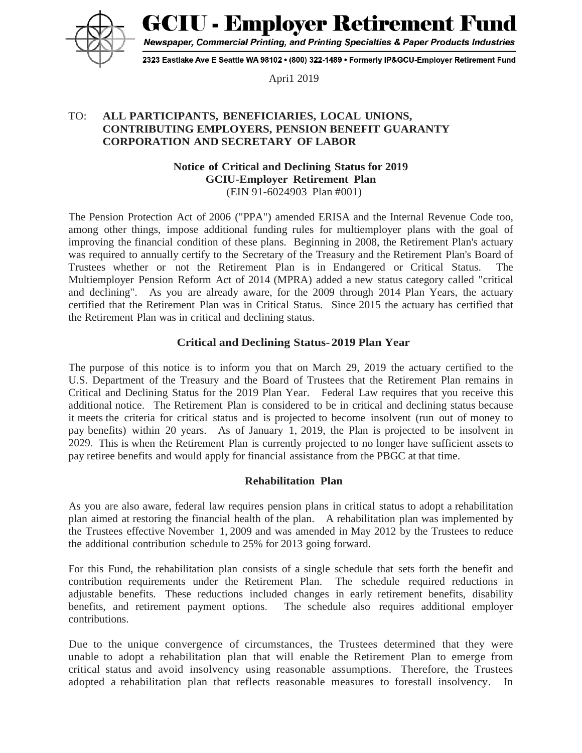# GCIU - Employer Retirement Fund

*Newspaper, Commercial Printing, and Printing Specialties & Paper Products Industries*

2323 Eastlake Ave E Seattle WA 98102 • (800) 322-1489 • Formerly IP&GCU-Employer Retirement Fund

Apri1 2019

TO: **ALL PARTICIPANTS, BENEFICIARIES, LOCAL UNIONS, CONTRIBUTING EMPLOYERS, PENSION BENEFIT GUARANTY CORPORATION AND SECRETARY OF LABOR**

**Notice of Critical and Declining Status for 2019**
**GCIU-Employer Retirement Plan**
(EIN 91-6024903 Plan #001)

The Pension Protection Act of 2006 ("PPA") amended ERISA and the Internal Revenue Code too, among other things, impose additional funding rules for multiemployer plans with the goal of improving the financial condition of these plans. Beginning in 2008, the Retirement Plan's actuary was required to annually certify to the Secretary of the Treasury and the Retirement Plan's Board of Trustees whether or not the Retirement Plan is in Endangered or Critical Status. The Multiemployer Pension Reform Act of 2014 (MPRA) added a new status category called "critical and declining". As you are already aware, for the 2009 through 2014 Plan Years, the actuary certified that the Retirement Plan was in Critical Status. Since 2015 the actuary has certified that the Retirement Plan was in critical and declining status.

## Critical and Declining Status- 2019 Plan Year

The purpose of this notice is to inform you that on March 29, 2019 the actuary certified to the U.S. Department of the Treasury and the Board of Trustees that the Retirement Plan remains in Critical and Declining Status for the 2019 Plan Year. Federal Law requires that you receive this additional notice. The Retirement Plan is considered to be in critical and declining status because it meets the criteria for critical status and is projected to become insolvent (run out of money to pay benefits) within 20 years. As of January 1, 2019, the Plan is projected to be insolvent in 2029. This is when the Retirement Plan is currently projected to no longer have sufficient assets to pay retiree benefits and would apply for financial assistance from the PBGC at that time.

## Rehabilitation Plan

As you are also aware, federal law requires pension plans in critical status to adopt a rehabilitation plan aimed at restoring the financial health of the plan. A rehabilitation plan was implemented by the Trustees effective November 1, 2009 and was amended in May 2012 by the Trustees to reduce the additional contribution schedule to 25% for 2013 going forward.

For this Fund, the rehabilitation plan consists of a single schedule that sets forth the benefit and contribution requirements under the Retirement Plan. The schedule required reductions in adjustable benefits. These reductions included changes in early retirement benefits, disability benefits, and retirement payment options. The schedule also requires additional employer contributions.

Due to the unique convergence of circumstances, the Trustees determined that they were unable to adopt a rehabilitation plan that will enable the Retirement Plan to emerge from critical status and avoid insolvency using reasonable assumptions. Therefore, the Trustees adopted a rehabilitation plan that reflects reasonable measures to forestall insolvency. In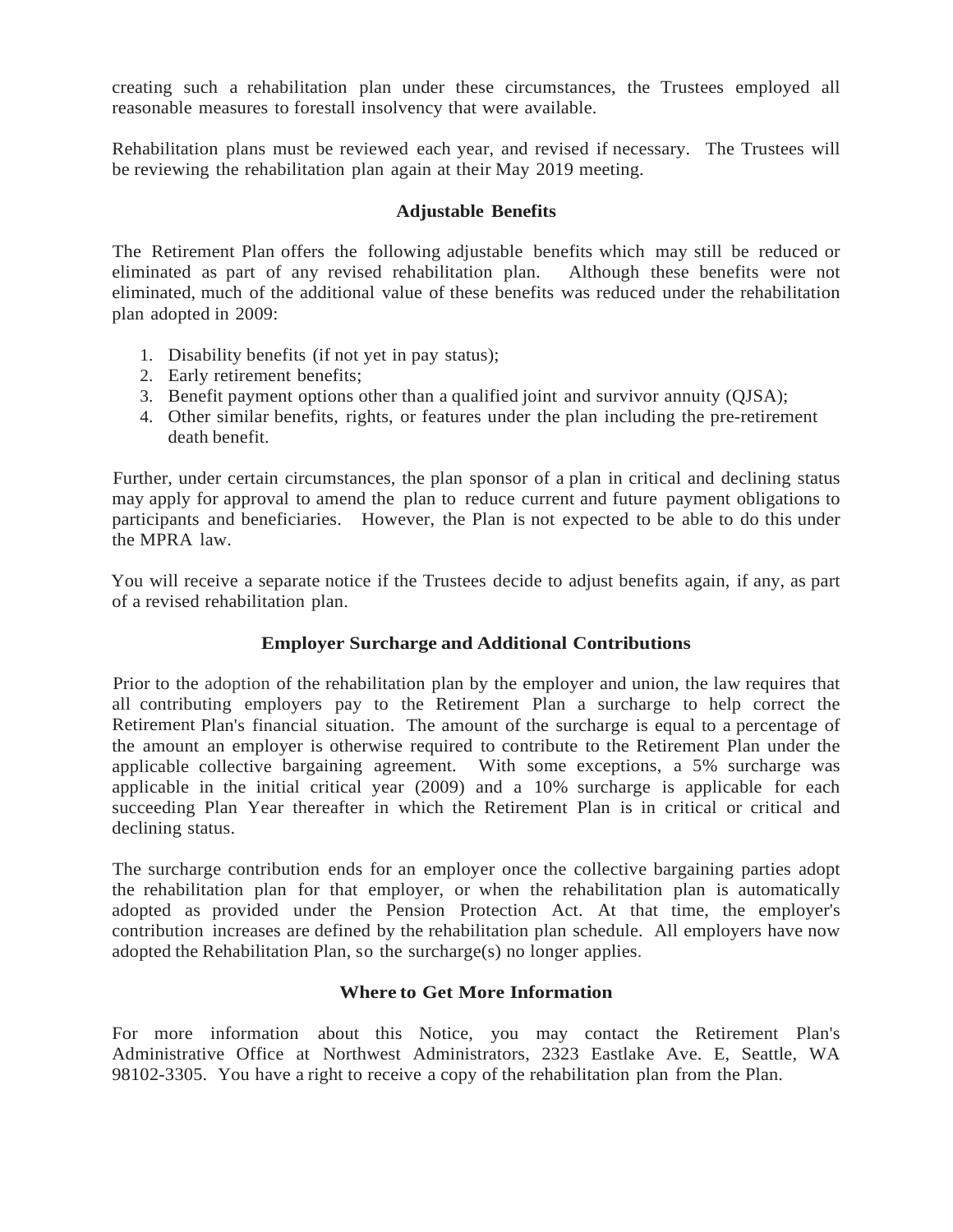creating such a rehabilitation plan under these circumstances, the Trustees employed all reasonable measures to forestall insolvency that were available.

Rehabilitation plans must be reviewed each year, and revised if necessary. The Trustees will be reviewing the rehabilitation plan again at their May 2019 meeting.

## Adjustable Benefits

The Retirement Plan offers the following adjustable benefits which may still be reduced or eliminated as part of any revised rehabilitation plan. Although these benefits were not eliminated, much of the additional value of these benefits was reduced under the rehabilitation plan adopted in 2009:

1. Disability benefits (if not yet in pay status);
2. Early retirement benefits;
3. Benefit payment options other than a qualified joint and survivor annuity (QJSA);
4. Other similar benefits, rights, or features under the plan including the pre-retirement death benefit.

Further, under certain circumstances, the plan sponsor of a plan in critical and declining status may apply for approval to amend the plan to reduce current and future payment obligations to participants and beneficiaries. However, the Plan is not expected to be able to do this under the MPRA law.

You will receive a separate notice if the Trustees decide to adjust benefits again, if any, as part of a revised rehabilitation plan.

## Employer Surcharge and Additional Contributions

Prior to the adoption of the rehabilitation plan by the employer and union, the law requires that all contributing employers pay to the Retirement Plan a surcharge to help correct the Retirement Plan's financial situation. The amount of the surcharge is equal to a percentage of the amount an employer is otherwise required to contribute to the Retirement Plan under the applicable collective bargaining agreement. With some exceptions, a 5% surcharge was applicable in the initial critical year (2009) and a 10% surcharge is applicable for each succeeding Plan Year thereafter in which the Retirement Plan is in critical or critical and declining status.

The surcharge contribution ends for an employer once the collective bargaining parties adopt the rehabilitation plan for that employer, or when the rehabilitation plan is automatically adopted as provided under the Pension Protection Act. At that time, the employer's contribution increases are defined by the rehabilitation plan schedule. All employers have now adopted the Rehabilitation Plan, so the surcharge(s) no longer applies.

## Where to Get More Information

For more information about this Notice, you may contact the Retirement Plan's Administrative Office at Northwest Administrators, 2323 Eastlake Ave. E, Seattle, WA 98102-3305. You have a right to receive a copy of the rehabilitation plan from the Plan.